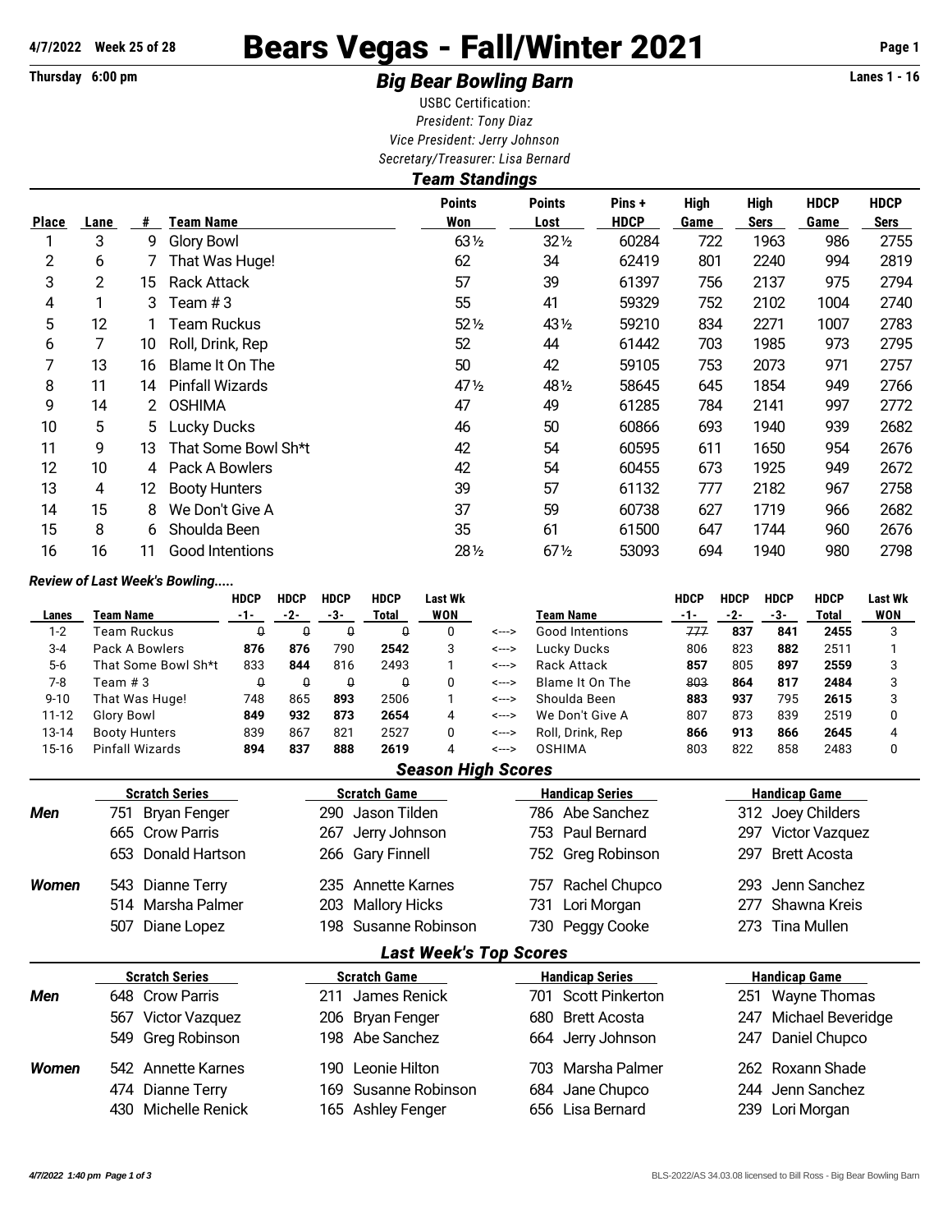**4/7/2022 Week 25 of 28**

# Bears Vegas - Fall/Winter 2021

**Thursday 6:00 pm** — **Lanes 1 - 16**

## *Big Bear Bowling Barn*

USBC Certification:
*President: Tony Diaz*
*Vice President: Jerry Johnson*
*Secretary/Treasurer: Lisa Bernard*

### *Team Standings*

| Place | Lane | # | Team Name | Points Won | Points Lost | Pins + HDCP | High Game | High Sers | HDCP Game | HDCP Sers |
|---|---|---|---|---|---|---|---|---|---|---|
| 1 | 3 | 9 | Glory Bowl | 63½ | 32½ | 60284 | 722 | 1963 | 986 | 2755 |
| 2 | 6 | 7 | That Was Huge! | 62 | 34 | 62419 | 801 | 2240 | 994 | 2819 |
| 3 | 2 | 15 | Rack Attack | 57 | 39 | 61397 | 756 | 2137 | 975 | 2794 |
| 4 | 1 | 3 | Team # 3 | 55 | 41 | 59329 | 752 | 2102 | 1004 | 2740 |
| 5 | 12 | 1 | Team Ruckus | 52½ | 43½ | 59210 | 834 | 2271 | 1007 | 2783 |
| 6 | 7 | 10 | Roll, Drink, Rep | 52 | 44 | 61442 | 703 | 1985 | 973 | 2795 |
| 7 | 13 | 16 | Blame It On The | 50 | 42 | 59105 | 753 | 2073 | 971 | 2757 |
| 8 | 11 | 14 | Pinfall Wizards | 47½ | 48½ | 58645 | 645 | 1854 | 949 | 2766 |
| 9 | 14 | 2 | OSHIMA | 47 | 49 | 61285 | 784 | 2141 | 997 | 2772 |
| 10 | 5 | 5 | Lucky Ducks | 46 | 50 | 60866 | 693 | 1940 | 939 | 2682 |
| 11 | 9 | 13 | That Some Bowl Sh*t | 42 | 54 | 60595 | 611 | 1650 | 954 | 2676 |
| 12 | 10 | 4 | Pack A Bowlers | 42 | 54 | 60455 | 673 | 1925 | 949 | 2672 |
| 13 | 4 | 12 | Booty Hunters | 39 | 57 | 61132 | 777 | 2182 | 967 | 2758 |
| 14 | 15 | 8 | We Don't Give A | 37 | 59 | 60738 | 627 | 1719 | 966 | 2682 |
| 15 | 8 | 6 | Shoulda Been | 35 | 61 | 61500 | 647 | 1744 | 960 | 2676 |
| 16 | 16 | 11 | Good Intentions | 28½ | 67½ | 53093 | 694 | 1940 | 980 | 2798 |

***Review of Last Week's Bowling.....***

| Lanes | Team Name | HDCP -1- | HDCP -2- | HDCP -3- | HDCP Total | Last Wk WON | | Team Name | HDCP -1- | HDCP -2- | HDCP -3- | HDCP Total | Last Wk WON |
|---|---|---|---|---|---|---|---|---|---|---|---|---|---|
| 1-2 | Team Ruckus | 0 | 0 | 0 | 0 | 0 | <---> | Good Intentions | ~~777~~ | **837** | **841** | **2455** | 3 |
| 3-4 | Pack A Bowlers | **876** | **876** | 790 | **2542** | 3 | <---> | Lucky Ducks | 806 | 823 | **882** | 2511 | 1 |
| 5-6 | That Some Bowl Sh*t | 833 | **844** | 816 | 2493 | 1 | <---> | Rack Attack | **857** | 805 | **897** | **2559** | 3 |
| 7-8 | Team # 3 | 0 | 0 | 0 | 0 | 0 | <---> | Blame It On The | ~~803~~ | **864** | **817** | **2484** | 3 |
| 9-10 | That Was Huge! | 748 | 865 | **893** | 2506 | 1 | <---> | Shoulda Been | **883** | **937** | 795 | **2615** | 3 |
| 11-12 | Glory Bowl | **849** | **932** | **873** | **2654** | 4 | <---> | We Don't Give A | 807 | 873 | 839 | 2519 | 0 |
| 13-14 | Booty Hunters | 839 | 867 | 821 | 2527 | 0 | <---> | Roll, Drink, Rep | **866** | **913** | **866** | **2645** | 4 |
| 15-16 | Pinfall Wizards | **894** | **837** | **888** | **2619** | 4 | <---> | OSHIMA | 803 | 822 | 858 | 2483 | 0 |

### *Season High Scores*

| | Scratch Series | Scratch Game | Handicap Series | Handicap Game |
|---|---|---|---|---|
| ***Men*** | 751 Bryan Fenger | 290 Jason Tilden | 786 Abe Sanchez | 312 Joey Childers |
| | 665 Crow Parris | 267 Jerry Johnson | 753 Paul Bernard | 297 Victor Vazquez |
| | 653 Donald Hartson | 266 Gary Finnell | 752 Greg Robinson | 297 Brett Acosta |
| ***Women*** | 543 Dianne Terry | 235 Annette Karnes | 757 Rachel Chupco | 293 Jenn Sanchez |
| | 514 Marsha Palmer | 203 Mallory Hicks | 731 Lori Morgan | 277 Shawna Kreis |
| | 507 Diane Lopez | 198 Susanne Robinson | 730 Peggy Cooke | 273 Tina Mullen |

### *Last Week's Top Scores*

| | Scratch Series | Scratch Game | Handicap Series | Handicap Game |
|---|---|---|---|---|
| ***Men*** | 648 Crow Parris | 211 James Renick | 701 Scott Pinkerton | 251 Wayne Thomas |
| | 567 Victor Vazquez | 206 Bryan Fenger | 680 Brett Acosta | 247 Michael Beveridge |
| | 549 Greg Robinson | 198 Abe Sanchez | 664 Jerry Johnson | 247 Daniel Chupco |
| ***Women*** | 542 Annette Karnes | 190 Leonie Hilton | 703 Marsha Palmer | 262 Roxann Shade |
| | 474 Dianne Terry | 169 Susanne Robinson | 684 Jane Chupco | 244 Jenn Sanchez |
| | 430 Michelle Renick | 165 Ashley Fenger | 656 Lisa Bernard | 239 Lori Morgan |

*4/7/2022 1:40 pm* BLS-2022/AS 34.03.08 licensed to Bill Ross - Big Bear Bowling Barn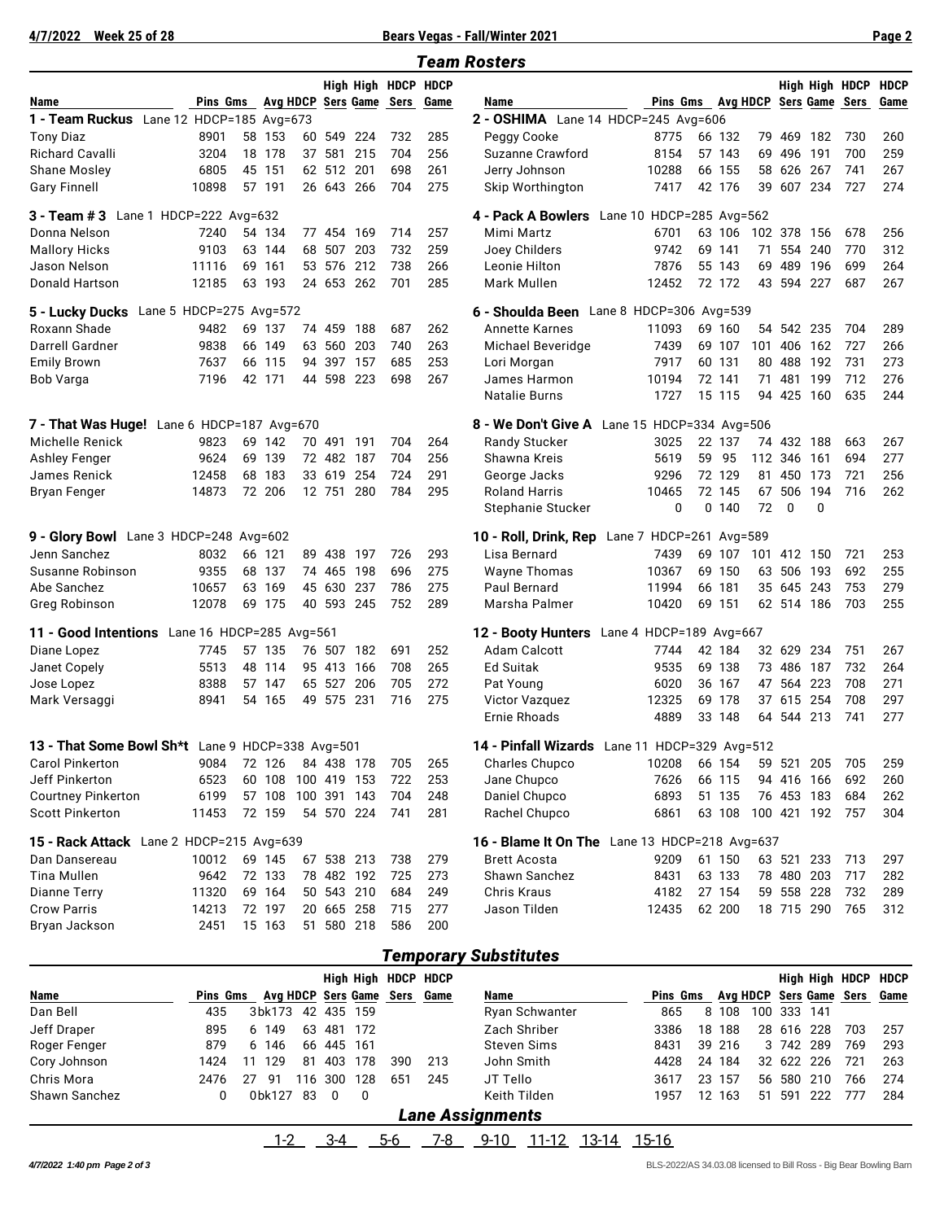## Team Rosters

| Name | Pins | Gms | Avg | HDCP | High Sers | High Game | HDCP Sers | HDCP Game |
|---|---|---|---|---|---|---|---|---|
| **1 - Team Ruckus** Lane 12 HDCP=185 Avg=673 | | | | | | | | |
| Tony Diaz | 8901 | 58 | 153 | 60 | 549 | 224 | 732 | 285 |
| Richard Cavalli | 3204 | 18 | 178 | 37 | 581 | 215 | 704 | 256 |
| Shane Mosley | 6805 | 45 | 151 | 62 | 512 | 201 | 698 | 261 |
| Gary Finnell | 10898 | 57 | 191 | 26 | 643 | 266 | 704 | 275 |
| **2 - OSHIMA** Lane 14 HDCP=245 Avg=606 | | | | | | | | |
| Peggy Cooke | 8775 | 66 | 132 | 79 | 469 | 182 | 730 | 260 |
| Suzanne Crawford | 8154 | 57 | 143 | 69 | 496 | 191 | 700 | 259 |
| Jerry Johnson | 10288 | 66 | 155 | 58 | 626 | 267 | 741 | 267 |
| Skip Worthington | 7417 | 42 | 176 | 39 | 607 | 234 | 727 | 274 |
| **3 - Team # 3** Lane 1 HDCP=222 Avg=632 | | | | | | | | |
| Donna Nelson | 7240 | 54 | 134 | 77 | 454 | 169 | 714 | 257 |
| Mallory Hicks | 9103 | 63 | 144 | 68 | 507 | 203 | 732 | 259 |
| Jason Nelson | 11116 | 69 | 161 | 53 | 576 | 212 | 738 | 266 |
| Donald Hartson | 12185 | 63 | 193 | 24 | 653 | 262 | 701 | 285 |
| **4 - Pack A Bowlers** Lane 10 HDCP=285 Avg=562 | | | | | | | | |
| Mimi Martz | 6701 | 63 | 106 | 102 | 378 | 156 | 678 | 256 |
| Joey Childers | 9742 | 69 | 141 | 71 | 554 | 240 | 770 | 312 |
| Leonie Hilton | 7876 | 55 | 143 | 69 | 489 | 196 | 699 | 264 |
| Mark Mullen | 12452 | 72 | 172 | 43 | 594 | 227 | 687 | 267 |
| **5 - Lucky Ducks** Lane 5 HDCP=275 Avg=572 | | | | | | | | |
| Roxann Shade | 9482 | 69 | 137 | 74 | 459 | 188 | 687 | 262 |
| Darrell Gardner | 9838 | 66 | 149 | 63 | 560 | 203 | 740 | 263 |
| Emily Brown | 7637 | 66 | 115 | 94 | 397 | 157 | 685 | 253 |
| Bob Varga | 7196 | 42 | 171 | 44 | 598 | 223 | 698 | 267 |
| **6 - Shoulda Been** Lane 8 HDCP=306 Avg=539 | | | | | | | | |
| Annette Karnes | 11093 | 69 | 160 | 54 | 542 | 235 | 704 | 289 |
| Michael Beveridge | 7439 | 69 | 107 | 101 | 406 | 162 | 727 | 266 |
| Lori Morgan | 7917 | 60 | 131 | 80 | 488 | 192 | 731 | 273 |
| James Harmon | 10194 | 72 | 141 | 71 | 481 | 199 | 712 | 276 |
| Natalie Burns | 1727 | 15 | 115 | 94 | 425 | 160 | 635 | 244 |
| **7 - That Was Huge!** Lane 6 HDCP=187 Avg=670 | | | | | | | | |
| Michelle Renick | 9823 | 69 | 142 | 70 | 491 | 191 | 704 | 264 |
| Ashley Fenger | 9624 | 69 | 139 | 72 | 482 | 187 | 704 | 256 |
| James Renick | 12458 | 68 | 183 | 33 | 619 | 254 | 724 | 291 |
| Bryan Fenger | 14873 | 72 | 206 | 12 | 751 | 280 | 784 | 295 |
| **8 - We Don't Give A** Lane 15 HDCP=334 Avg=506 | | | | | | | | |
| Randy Stucker | 3025 | 22 | 137 | 74 | 432 | 188 | 663 | 267 |
| Shawna Kreis | 5619 | 59 | 95 | 112 | 346 | 161 | 694 | 277 |
| George Jacks | 9296 | 72 | 129 | 81 | 450 | 173 | 721 | 256 |
| Roland Harris | 10465 | 72 | 145 | 67 | 506 | 194 | 716 | 262 |
| Stephanie Stucker | 0 | 0 | 140 | 72 | 0 | 0 | | |
| **9 - Glory Bowl** Lane 3 HDCP=248 Avg=602 | | | | | | | | |
| Jenn Sanchez | 8032 | 66 | 121 | 89 | 438 | 197 | 726 | 293 |
| Susanne Robinson | 9355 | 68 | 137 | 74 | 465 | 198 | 696 | 275 |
| Abe Sanchez | 10657 | 63 | 169 | 45 | 630 | 237 | 786 | 275 |
| Greg Robinson | 12078 | 69 | 175 | 40 | 593 | 245 | 752 | 289 |
| **10 - Roll, Drink, Rep** Lane 7 HDCP=261 Avg=589 | | | | | | | | |
| Lisa Bernard | 7439 | 69 | 107 | 101 | 412 | 150 | 721 | 253 |
| Wayne Thomas | 10367 | 69 | 150 | 63 | 506 | 193 | 692 | 255 |
| Paul Bernard | 11994 | 66 | 181 | 35 | 645 | 243 | 753 | 279 |
| Marsha Palmer | 10420 | 69 | 151 | 62 | 514 | 186 | 703 | 255 |
| **11 - Good Intentions** Lane 16 HDCP=285 Avg=561 | | | | | | | | |
| Diane Lopez | 7745 | 57 | 135 | 76 | 507 | 182 | 691 | 252 |
| Janet Copely | 5513 | 48 | 114 | 95 | 413 | 166 | 708 | 265 |
| Jose Lopez | 8388 | 57 | 147 | 65 | 527 | 206 | 705 | 272 |
| Mark Versaggi | 8941 | 54 | 165 | 49 | 575 | 231 | 716 | 275 |
| **12 - Booty Hunters** Lane 4 HDCP=189 Avg=667 | | | | | | | | |
| Adam Calcott | 7744 | 42 | 184 | 32 | 629 | 234 | 751 | 267 |
| Ed Suitak | 9535 | 69 | 138 | 73 | 486 | 187 | 732 | 264 |
| Pat Young | 6020 | 36 | 167 | 47 | 564 | 223 | 708 | 271 |
| Victor Vazquez | 12325 | 69 | 178 | 37 | 615 | 254 | 708 | 297 |
| Ernie Rhoads | 4889 | 33 | 148 | 64 | 544 | 213 | 741 | 277 |
| **13 - That Some Bowl Sh*t** Lane 9 HDCP=338 Avg=501 | | | | | | | | |
| Carol Pinkerton | 9084 | 72 | 126 | 84 | 438 | 178 | 705 | 265 |
| Jeff Pinkerton | 6523 | 60 | 108 | 100 | 419 | 153 | 722 | 253 |
| Courtney Pinkerton | 6199 | 57 | 108 | 100 | 391 | 143 | 704 | 248 |
| Scott Pinkerton | 11453 | 72 | 159 | 54 | 570 | 224 | 741 | 281 |
| **14 - Pinfall Wizards** Lane 11 HDCP=329 Avg=512 | | | | | | | | |
| Charles Chupco | 10208 | 66 | 154 | 59 | 521 | 205 | 705 | 259 |
| Jane Chupco | 7626 | 66 | 115 | 94 | 416 | 166 | 692 | 260 |
| Daniel Chupco | 6893 | 51 | 135 | 76 | 453 | 183 | 684 | 262 |
| Rachel Chupco | 6861 | 63 | 108 | 100 | 421 | 192 | 757 | 304 |
| **15 - Rack Attack** Lane 2 HDCP=215 Avg=639 | | | | | | | | |
| Dan Dansereau | 10012 | 69 | 145 | 67 | 538 | 213 | 738 | 279 |
| Tina Mullen | 9642 | 72 | 133 | 78 | 482 | 192 | 725 | 273 |
| Dianne Terry | 11320 | 69 | 164 | 50 | 543 | 210 | 684 | 249 |
| Crow Parris | 14213 | 72 | 197 | 20 | 665 | 258 | 715 | 277 |
| Bryan Jackson | 2451 | 15 | 163 | 51 | 580 | 218 | 586 | 200 |
| **16 - Blame It On The** Lane 13 HDCP=218 Avg=637 | | | | | | | | |
| Brett Acosta | 9209 | 61 | 150 | 63 | 521 | 233 | 713 | 297 |
| Shawn Sanchez | 8431 | 63 | 133 | 78 | 480 | 203 | 717 | 282 |
| Chris Kraus | 4182 | 27 | 154 | 59 | 558 | 228 | 732 | 289 |
| Jason Tilden | 12435 | 62 | 200 | 18 | 715 | 290 | 765 | 312 |

## Temporary Substitutes

| Name | Pins | Gms | Avg | HDCP | High Sers | High Game | HDCP Sers | HDCP Game |
|---|---|---|---|---|---|---|---|---|
| Dan Bell | 435 | 3 | bk173 | 42 | 435 | 159 | | |
| Jeff Draper | 895 | 6 | 149 | 63 | 481 | 172 | | |
| Roger Fenger | 879 | 6 | 146 | 66 | 445 | 161 | | |
| Cory Johnson | 1424 | 11 | 129 | 81 | 403 | 178 | 390 | 213 |
| Chris Mora | 2476 | 27 | 91 | 116 | 300 | 128 | 651 | 245 |
| Shawn Sanchez | 0 | 0 | bk127 | 83 | 0 | 0 | | |
| Ryan Schwanter | 865 | 8 | 108 | 100 | 333 | 141 | | |
| Zach Shriber | 3386 | 18 | 188 | 28 | 616 | 228 | 703 | 257 |
| Steven Sims | 8431 | 39 | 216 | 3 | 742 | 289 | 769 | 293 |
| John Smith | 4428 | 24 | 184 | 32 | 622 | 226 | 721 | 263 |
| JT Tello | 3617 | 23 | 157 | 56 | 580 | 210 | 766 | 274 |
| Keith Tilden | 1957 | 12 | 163 | 51 | 591 | 222 | 777 | 284 |

## Lane Assignments

| 1-2 | 3-4 | 5-6 | 7-8 | 9-10 | 11-12 | 13-14 | 15-16 |
|---|---|---|---|---|---|---|---|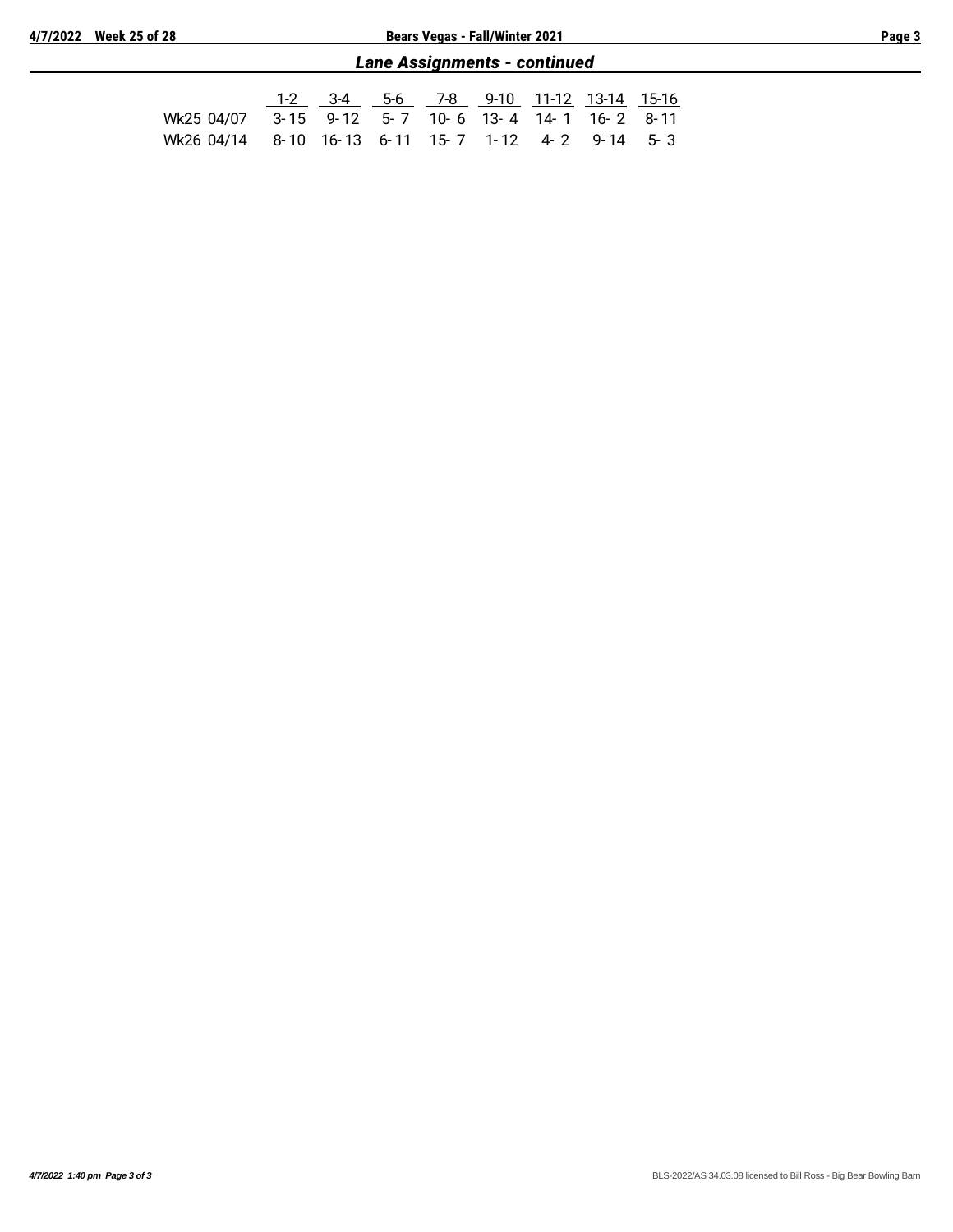## *Lane Assignments - continued*

| | 1-2 | 3-4 | 5-6 | 7-8 | 9-10 | 11-12 | 13-14 | 15-16 |
|---|---|---|---|---|---|---|---|---|
| Wk25 04/07 | 3-15 | 9-12 | 5- 7 | 10- 6 | 13- 4 | 14- 1 | 16- 2 | 8-11 |
| Wk26 04/14 | 8-10 | 16-13 | 6-11 | 15- 7 | 1-12 | 4- 2 | 9-14 | 5- 3 |

BLS-2022/AS 34.03.08 licensed to Bill Ross - Big Bear Bowling Barn